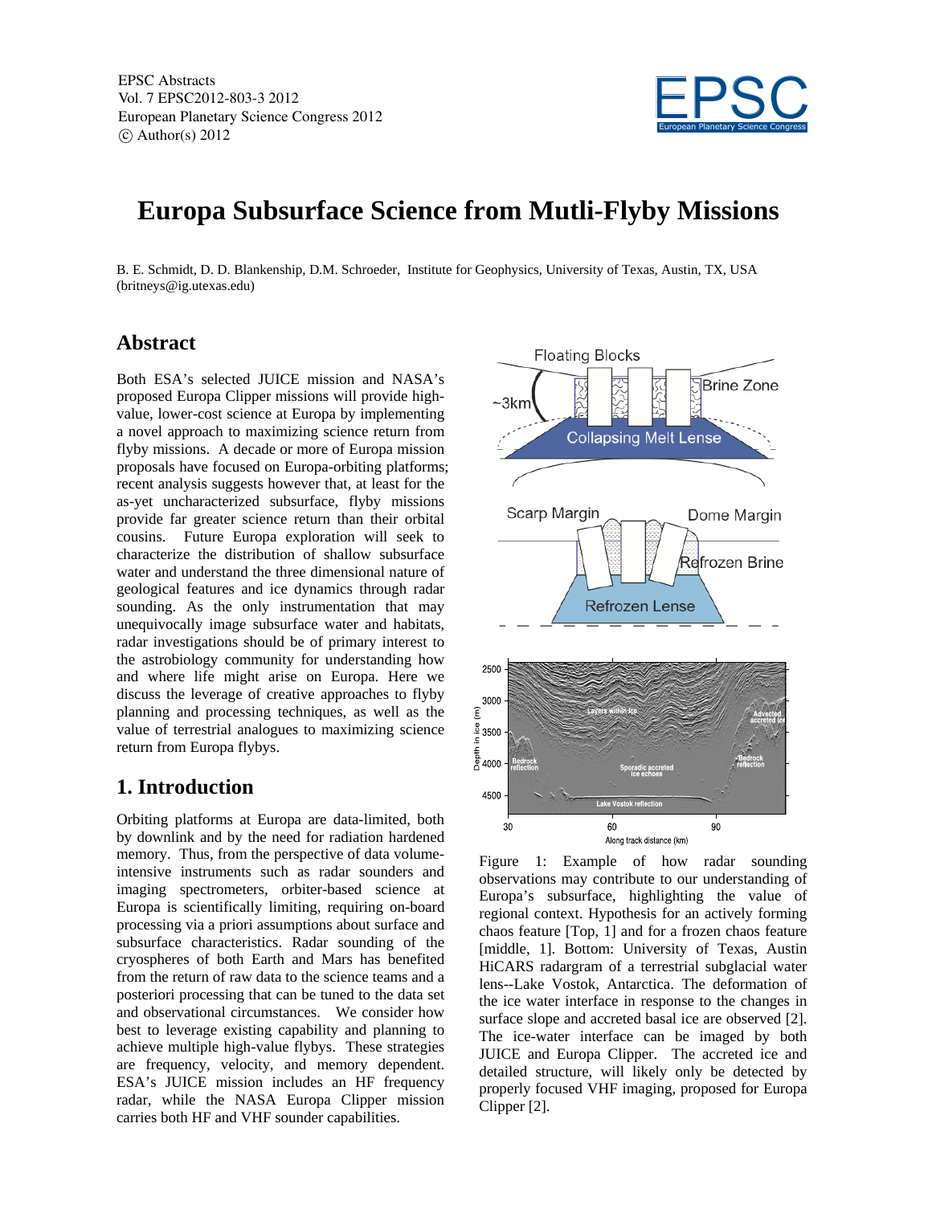# Europa Subsurface Science from Mutli-Flyby Missions

B. E. Schmidt, D. D. Blankenship, D.M. Schroeder, Institute for Geophysics, University of Texas, Austin, TX, USA (britneys@ig.utexas.edu)

## Abstract

Both ESA's selected JUICE mission and NASA's proposed Europa Clipper missions will provide high-value, lower-cost science at Europa by implementing a novel approach to maximizing science return from flyby missions. A decade or more of Europa mission proposals have focused on Europa-orbiting platforms; recent analysis suggests however that, at least for the as-yet uncharacterized subsurface, flyby missions provide far greater science return than their orbital cousins. Future Europa exploration will seek to characterize the distribution of shallow subsurface water and understand the three dimensional nature of geological features and ice dynamics through radar sounding. As the only instrumentation that may unequivocally image subsurface water and habitats, radar investigations should be of primary interest to the astrobiology community for understanding how and where life might arise on Europa. Here we discuss the leverage of creative approaches to flyby planning and processing techniques, as well as the value of terrestrial analogues to maximizing science return from Europa flybys.

## 1. Introduction

Orbiting platforms at Europa are data-limited, both by downlink and by the need for radiation hardened memory. Thus, from the perspective of data volume-intensive instruments such as radar sounders and imaging spectrometers, orbiter-based science at Europa is scientifically limiting, requiring on-board processing via a priori assumptions about surface and subsurface characteristics. Radar sounding of the cryospheres of both Earth and Mars has benefited from the return of raw data to the science teams and a posteriori processing that can be tuned to the data set and observational circumstances. We consider how best to leverage existing capability and planning to achieve multiple high-value flybys. These strategies are frequency, velocity, and memory dependent. ESA's JUICE mission includes an HF frequency radar, while the NASA Europa Clipper mission carries both HF and VHF sounder capabilities.

Figure 1: Example of how radar sounding observations may contribute to our understanding of Europa's subsurface, highlighting the value of regional context. Hypothesis for an actively forming chaos feature [Top, 1] and for a frozen chaos feature [middle, 1]. Bottom: University of Texas, Austin HiCARS radargram of a terrestrial subglacial water lens--Lake Vostok, Antarctica. The deformation of the ice water interface in response to the changes in surface slope and accreted basal ice are observed [2]. The ice-water interface can be imaged by both JUICE and Europa Clipper. The accreted ice and detailed structure, will likely only be detected by properly focused VHF imaging, proposed for Europa Clipper [2].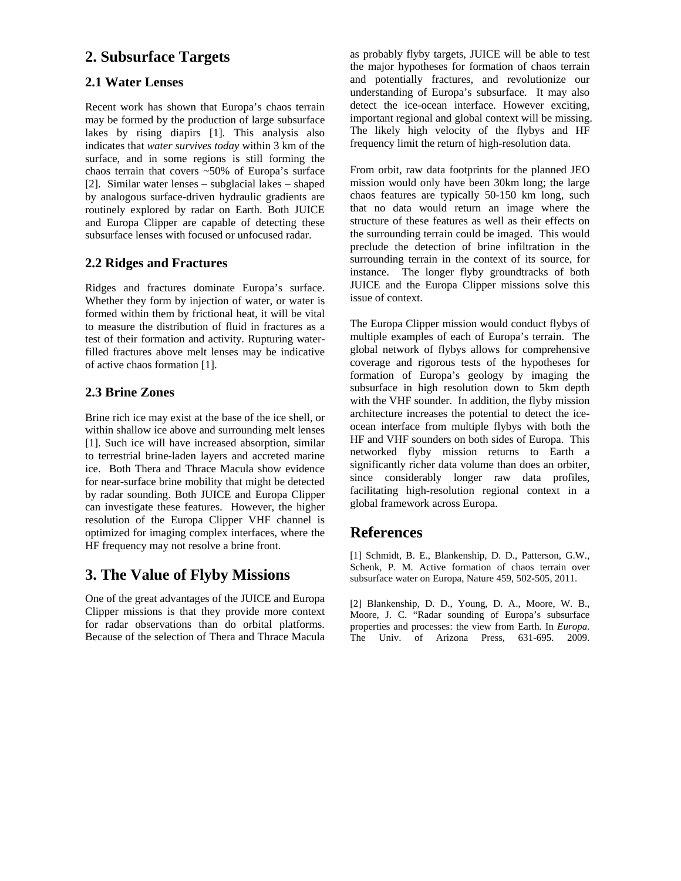## 2. Subsurface Targets

### 2.1 Water Lenses

Recent work has shown that Europa's chaos terrain may be formed by the production of large subsurface lakes by rising diapirs [1]. This analysis also indicates that *water survives today* within 3 km of the surface, and in some regions is still forming the chaos terrain that covers ~50% of Europa's surface [2]. Similar water lenses – subglacial lakes – shaped by analogous surface-driven hydraulic gradients are routinely explored by radar on Earth. Both JUICE and Europa Clipper are capable of detecting these subsurface lenses with focused or unfocused radar.

### 2.2 Ridges and Fractures

Ridges and fractures dominate Europa's surface. Whether they form by injection of water, or water is formed within them by frictional heat, it will be vital to measure the distribution of fluid in fractures as a test of their formation and activity. Rupturing water-filled fractures above melt lenses may be indicative of active chaos formation [1].

### 2.3 Brine Zones

Brine rich ice may exist at the base of the ice shell, or within shallow ice above and surrounding melt lenses [1]. Such ice will have increased absorption, similar to terrestrial brine-laden layers and accreted marine ice. Both Thera and Thrace Macula show evidence for near-surface brine mobility that might be detected by radar sounding. Both JUICE and Europa Clipper can investigate these features. However, the higher resolution of the Europa Clipper VHF channel is optimized for imaging complex interfaces, where the HF frequency may not resolve a brine front.

## 3. The Value of Flyby Missions

One of the great advantages of the JUICE and Europa Clipper missions is that they provide more context for radar observations than do orbital platforms. Because of the selection of Thera and Thrace Macula as probably flyby targets, JUICE will be able to test the major hypotheses for formation of chaos terrain and potentially fractures, and revolutionize our understanding of Europa's subsurface. It may also detect the ice-ocean interface. However exciting, important regional and global context will be missing. The likely high velocity of the flybys and HF frequency limit the return of high-resolution data.

From orbit, raw data footprints for the planned JEO mission would only have been 30km long; the large chaos features are typically 50-150 km long, such that no data would return an image where the structure of these features as well as their effects on the surrounding terrain could be imaged. This would preclude the detection of brine infiltration in the surrounding terrain in the context of its source, for instance. The longer flyby groundtracks of both JUICE and the Europa Clipper missions solve this issue of context.

The Europa Clipper mission would conduct flybys of multiple examples of each of Europa's terrain. The global network of flybys allows for comprehensive coverage and rigorous tests of the hypotheses for formation of Europa's geology by imaging the subsurface in high resolution down to 5km depth with the VHF sounder. In addition, the flyby mission architecture increases the potential to detect the ice-ocean interface from multiple flybys with both the HF and VHF sounders on both sides of Europa. This networked flyby mission returns to Earth a significantly richer data volume than does an orbiter, since considerably longer raw data profiles, facilitating high-resolution regional context in a global framework across Europa.

## References

[1] Schmidt, B. E., Blankenship, D. D., Patterson, G.W., Schenk, P. M. Active formation of chaos terrain over subsurface water on Europa, Nature 459, 502-505, 2011.

[2] Blankenship, D. D., Young, D. A., Moore, W. B., Moore, J. C. "Radar sounding of Europa's subsurface properties and processes: the view from Earth. In *Europa*. The Univ. of Arizona Press, 631-695. 2009.